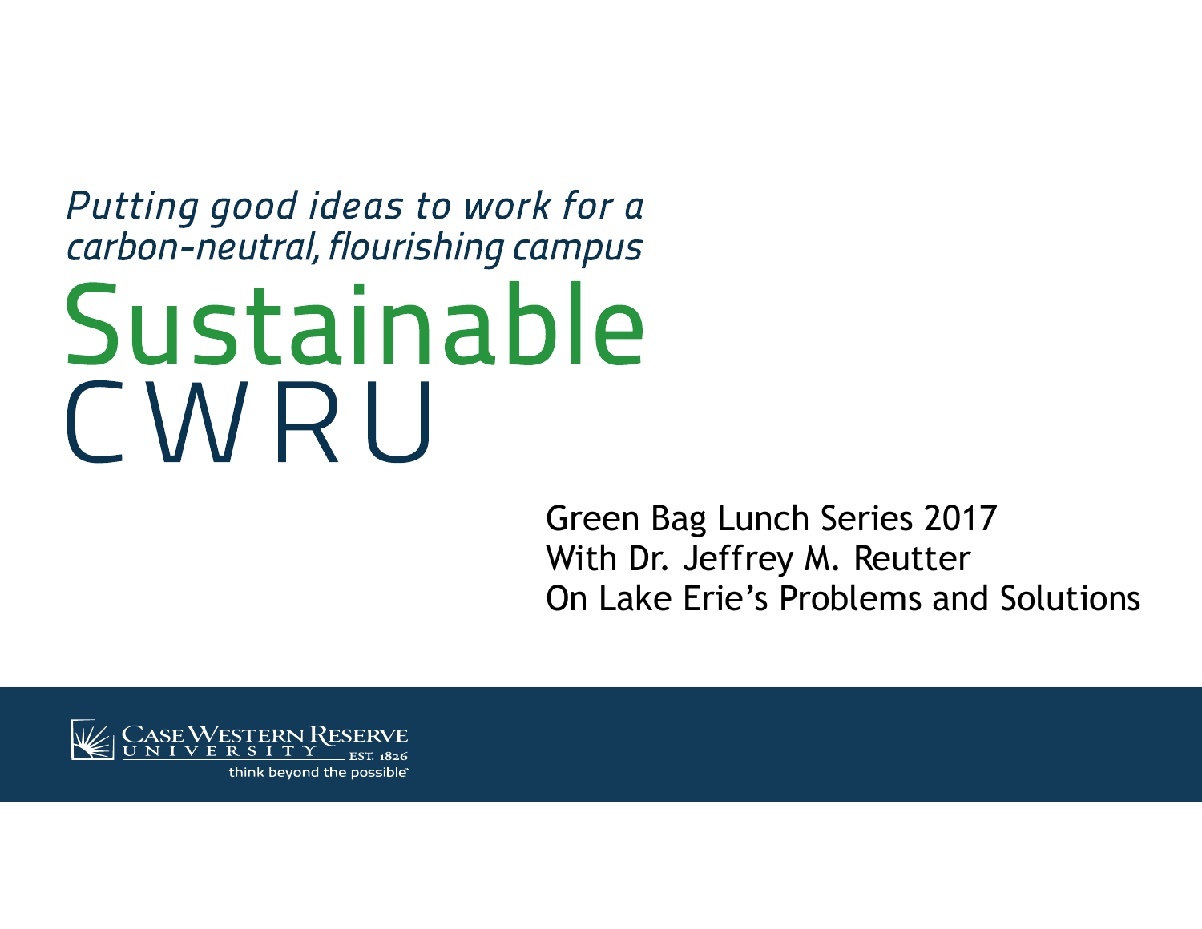*Putting good ideas to work for a carbon-neutral, flourishing campus*

# Sustainable CWRU

Green Bag Lunch Series 2017
With Dr. Jeffrey M. Reutter
On Lake Erie's Problems and Solutions

Case Western Reserve University
Est. 1826
think beyond the possible™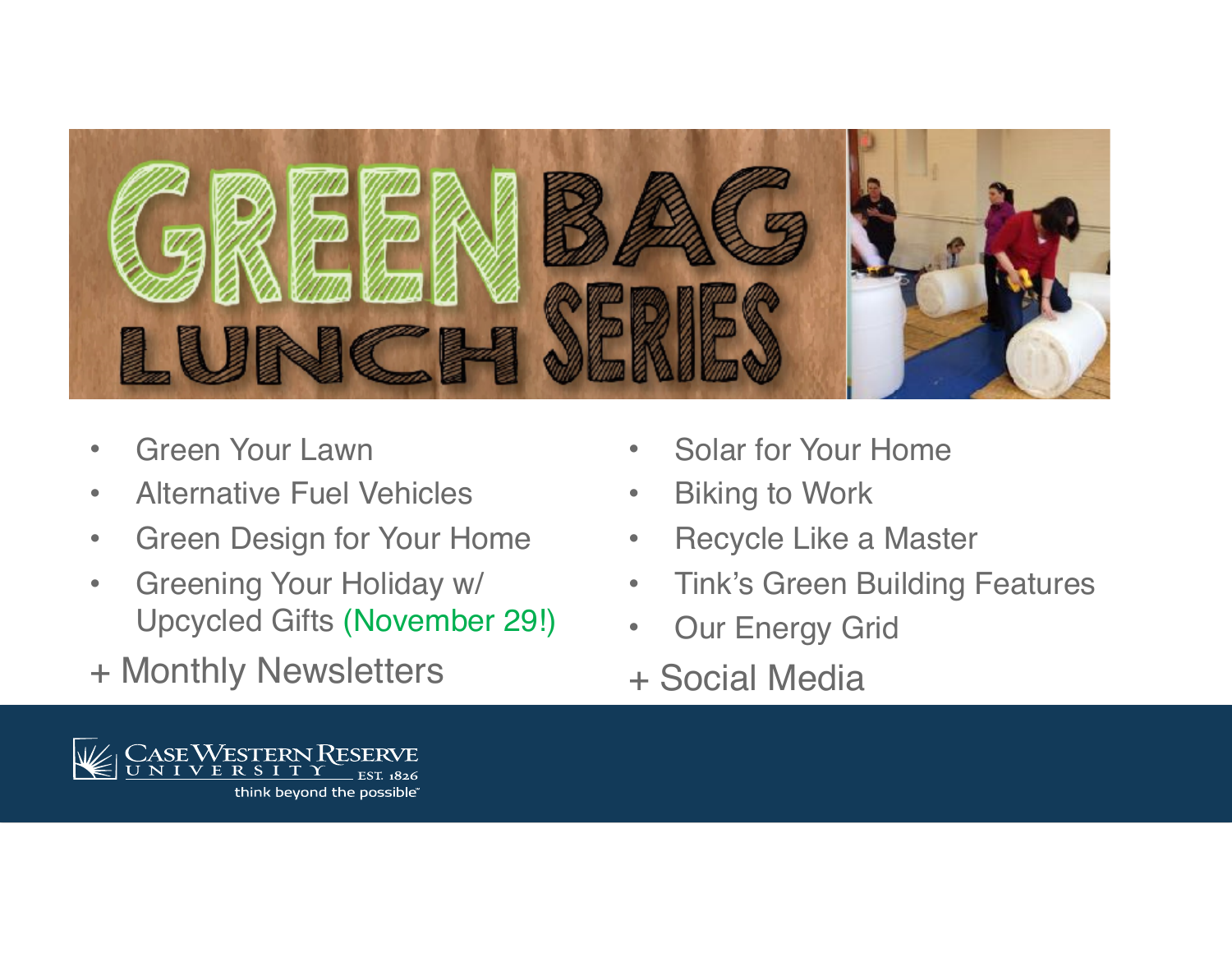# GREEN BAG LUNCH SERIES

- Green Your Lawn
- Alternative Fuel Vehicles
- Green Design for Your Home
- Greening Your Holiday w/ Upcycled Gifts (November 29!)

+ Monthly Newsletters

- Solar for Your Home
- Biking to Work
- Recycle Like a Master
- Tink's Green Building Features
- Our Energy Grid

+ Social Media

CASE WESTERN RESERVE UNIVERSITY EST. 1826
think beyond the possible™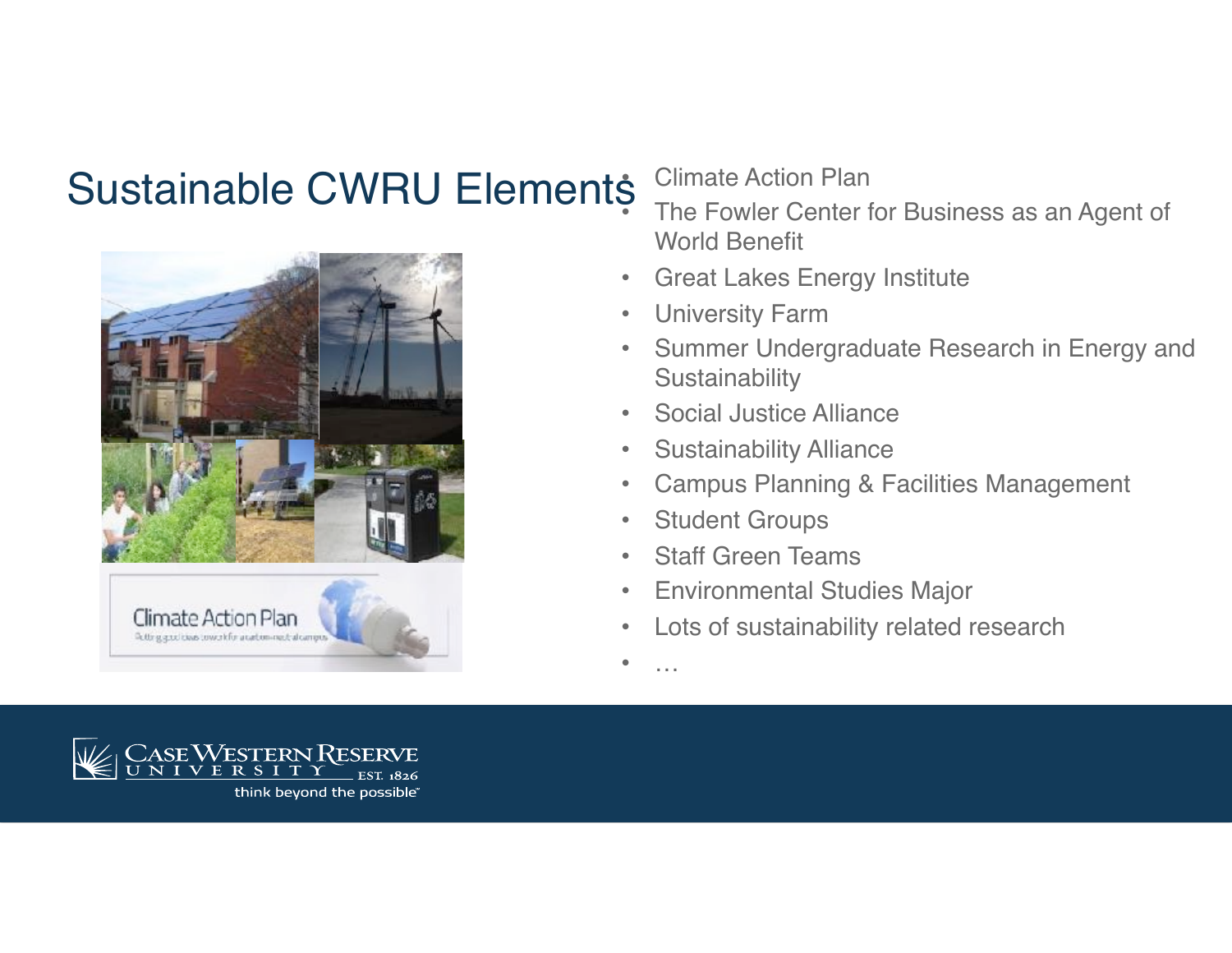# Sustainable CWRU Elements

- Climate Action Plan
- The Fowler Center for Business as an Agent of World Benefit
- Great Lakes Energy Institute
- University Farm
- Summer Undergraduate Research in Energy and Sustainability
- Social Justice Alliance
- Sustainability Alliance
- Campus Planning & Facilities Management
- Student Groups
- Staff Green Teams
- Environmental Studies Major
- Lots of sustainability related research
- …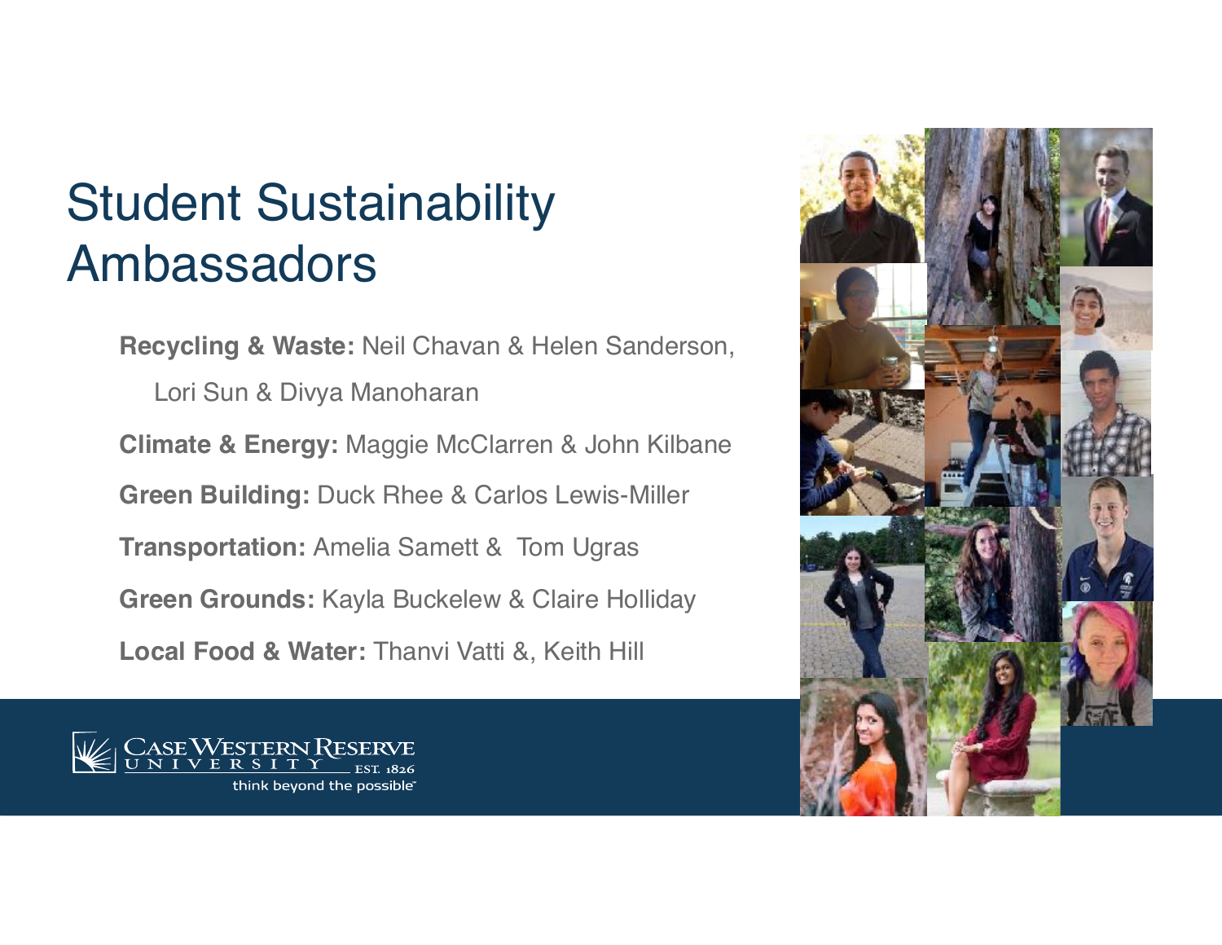# Student Sustainability Ambassadors

**Recycling & Waste:** Neil Chavan & Helen Sanderson, Lori Sun & Divya Manoharan

**Climate & Energy:** Maggie McClarren & John Kilbane

**Green Building:** Duck Rhee & Carlos Lewis-Miller

**Transportation:** Amelia Samett & Tom Ugras

**Green Grounds:** Kayla Buckelew & Claire Holliday

**Local Food & Water:** Thanvi Vatti &, Keith Hill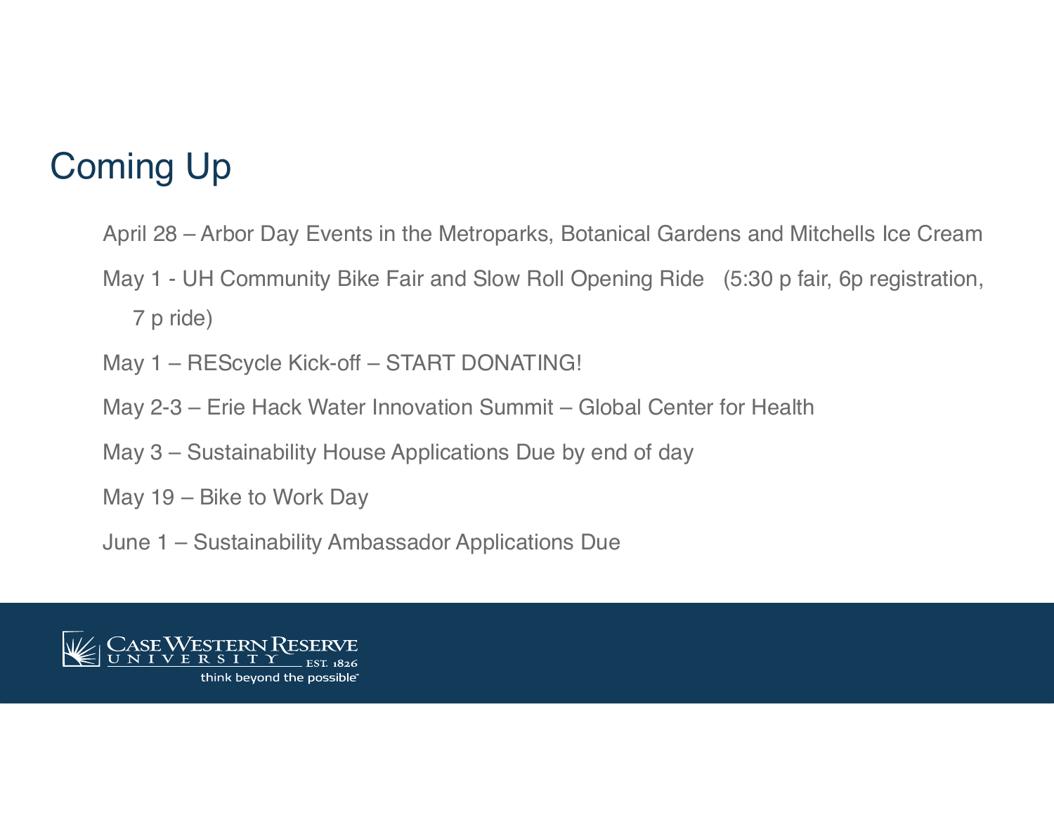# Coming Up

April 28 – Arbor Day Events in the Metroparks, Botanical Gardens and Mitchells Ice Cream

May 1 - UH Community Bike Fair and Slow Roll Opening Ride (5:30 p fair, 6p registration, 7 p ride)

May 1 – REScycle Kick-off – START DONATING!

May 2-3 – Erie Hack Water Innovation Summit – Global Center for Health

May 3 – Sustainability House Applications Due by end of day

May 19 – Bike to Work Day

June 1 – Sustainability Ambassador Applications Due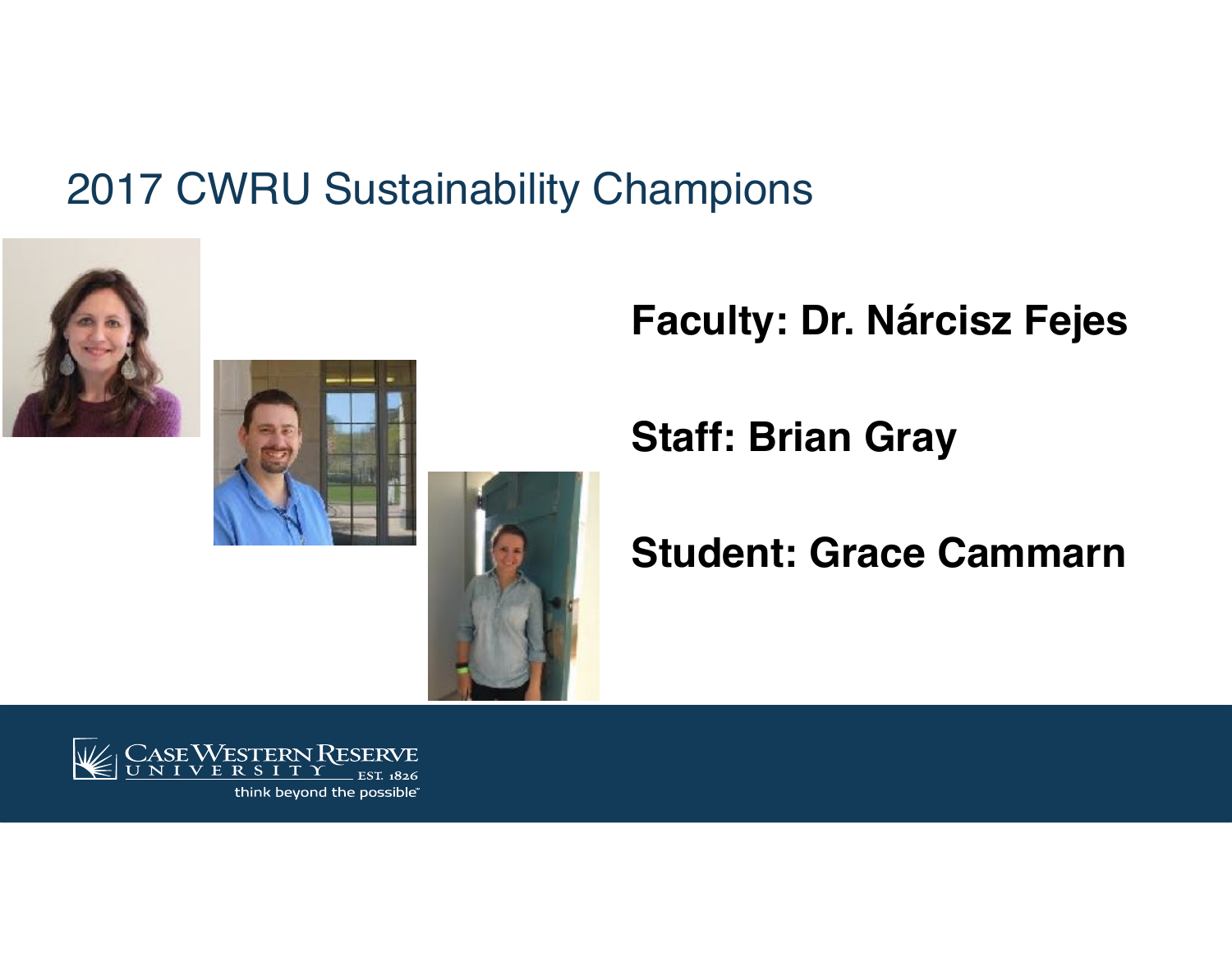# 2017 CWRU Sustainability Champions

**Faculty: Dr. Nárcisz Fejes**

**Staff: Brian Gray**

**Student: Grace Cammarn**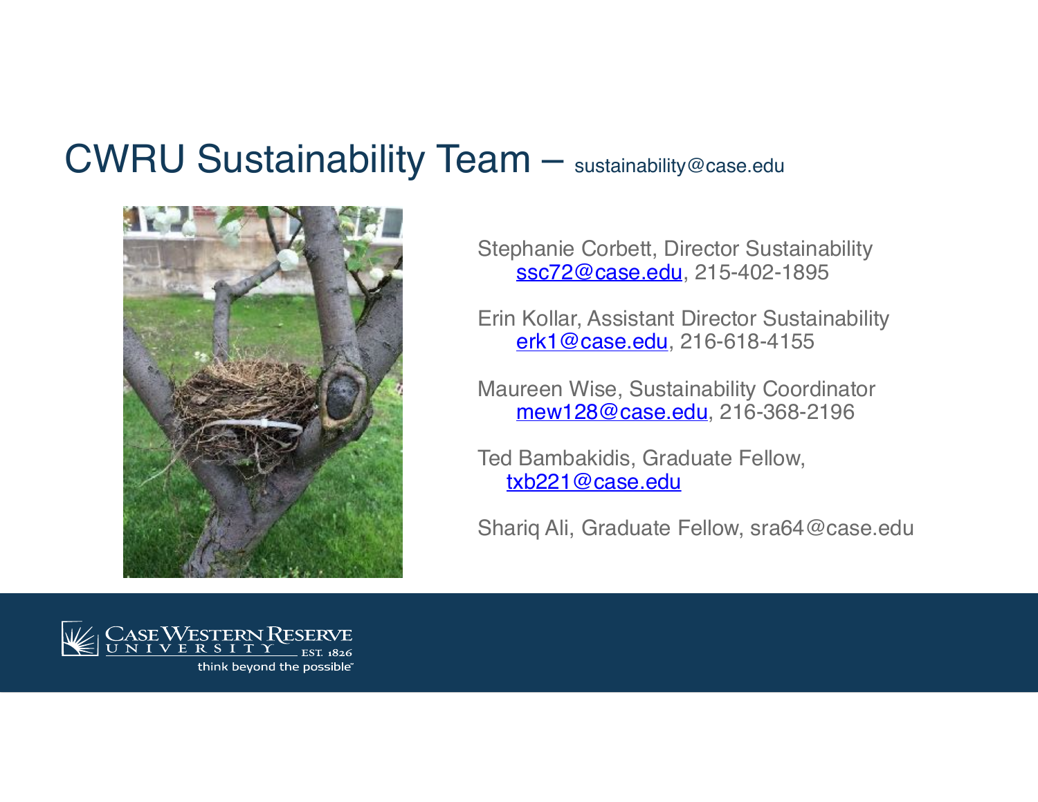# CWRU Sustainability Team – sustainability@case.edu

Stephanie Corbett, Director Sustainability
ssc72@case.edu, 215-402-1895

Erin Kollar, Assistant Director Sustainability
erk1@case.edu, 216-618-4155

Maureen Wise, Sustainability Coordinator
mew128@case.edu, 216-368-2196

Ted Bambakidis, Graduate Fellow,
txb221@case.edu

Shariq Ali, Graduate Fellow, sra64@case.edu

Case Western Reserve University EST. 1826
think beyond the possible™